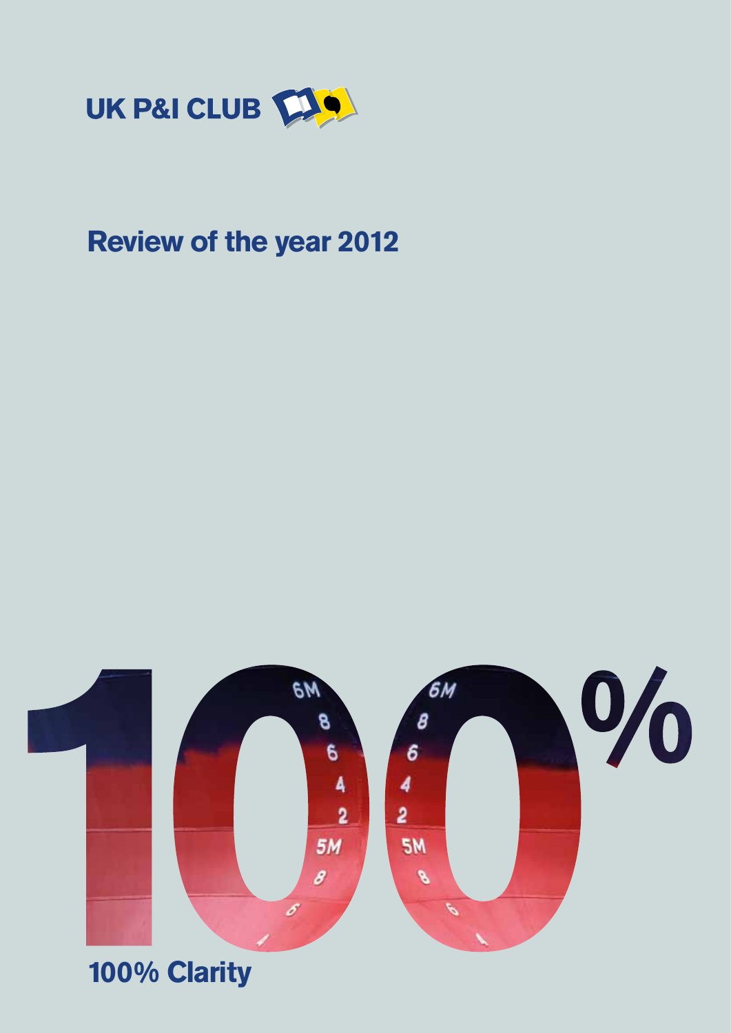UK P&I CLUB

# Review of the year 2012

100%

## 100% Clarity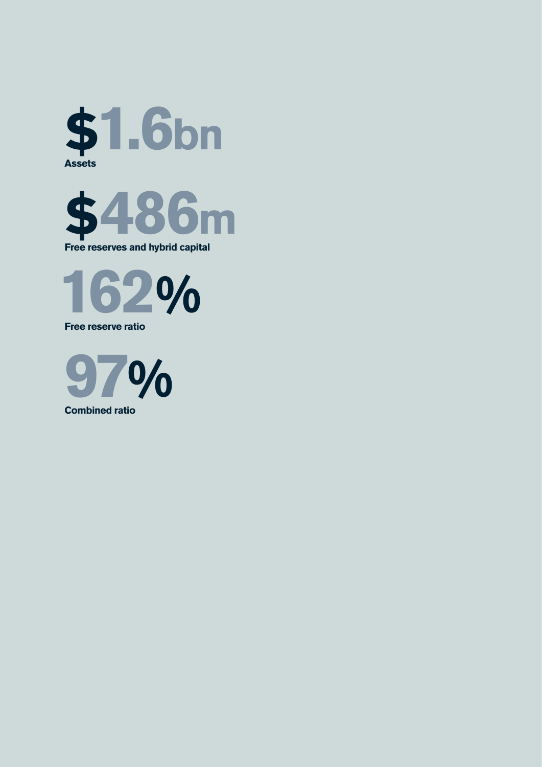**$1.6bn**
**Assets**

**$486m**
**Free reserves and hybrid capital**

**162%**
**Free reserve ratio**

**97%**
**Combined ratio**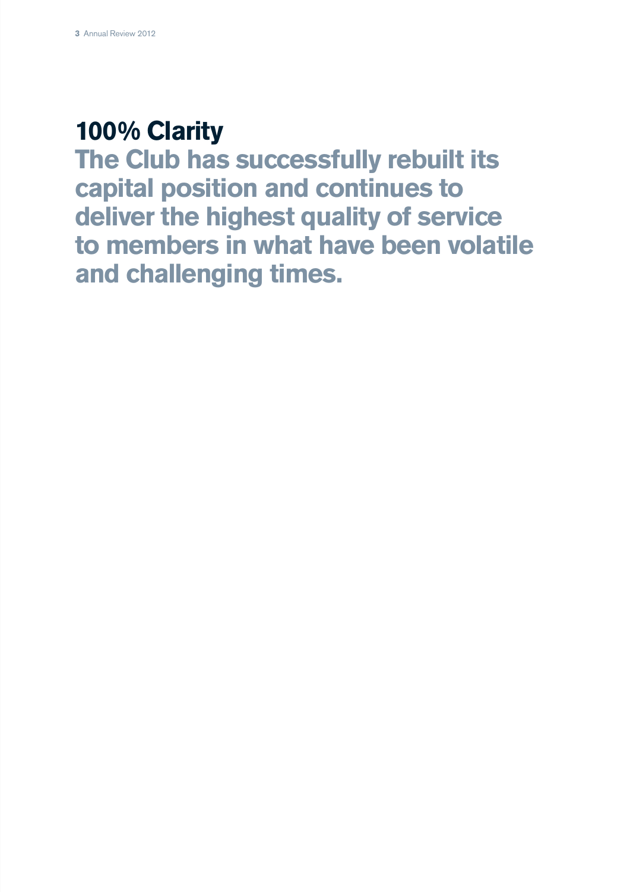# 100% Clarity

## The Club has successfully rebuilt its capital position and continues to deliver the highest quality of service to members in what have been volatile and challenging times.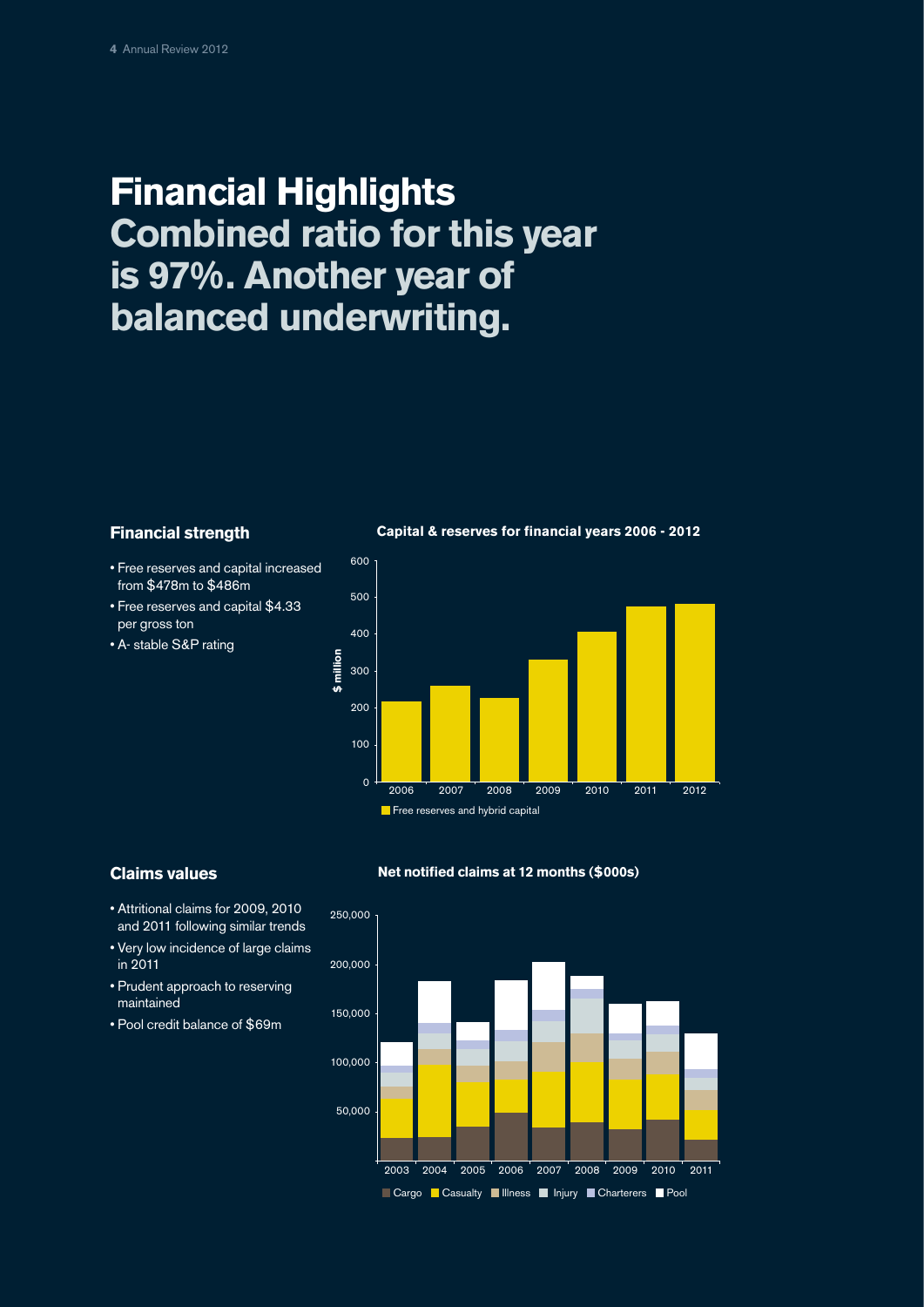# Financial Highlights

## Combined ratio for this year is 97%. Another year of balanced underwriting.

### Financial strength

- Free reserves and capital increased from $478m to $486m
- Free reserves and capital $4.33 per gross ton
- A- stable S&P rating

**Capital & reserves for financial years 2006 - 2012**

### Claims values

- Attritional claims for 2009, 2010 and 2011 following similar trends
- Very low incidence of large claims in 2011
- Prudent approach to reserving maintained
- Pool credit balance of $69m

**Net notified claims at 12 months ($000s)**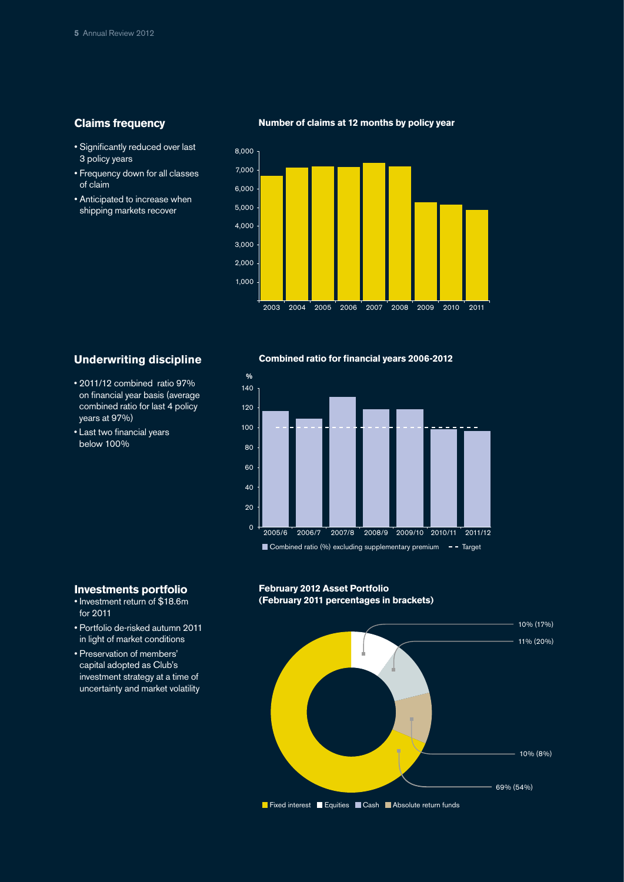## Claims frequency

- Significantly reduced over last 3 policy years
- Frequency down for all classes of claim
- Anticipated to increase when shipping markets recover

**Number of claims at 12 months by policy year**

## Underwriting discipline

- 2011/12 combined ratio 97% on financial year basis (average combined ratio for last 4 policy years at 97%)
- Last two financial years below 100%

**Combined ratio for financial years 2006-2012**

## Investments portfolio

- Investment return of $18.6m for 2011
- Portfolio de-risked autumn 2011 in light of market conditions
- Preservation of members' capital adopted as Club's investment strategy at a time of uncertainty and market volatility

**February 2012 Asset Portfolio (February 2011 percentages in brackets)**

10% (17%)
11% (20%)
10% (8%)
69% (54%)

Fixed interest | Equities | Cash | Absolute return funds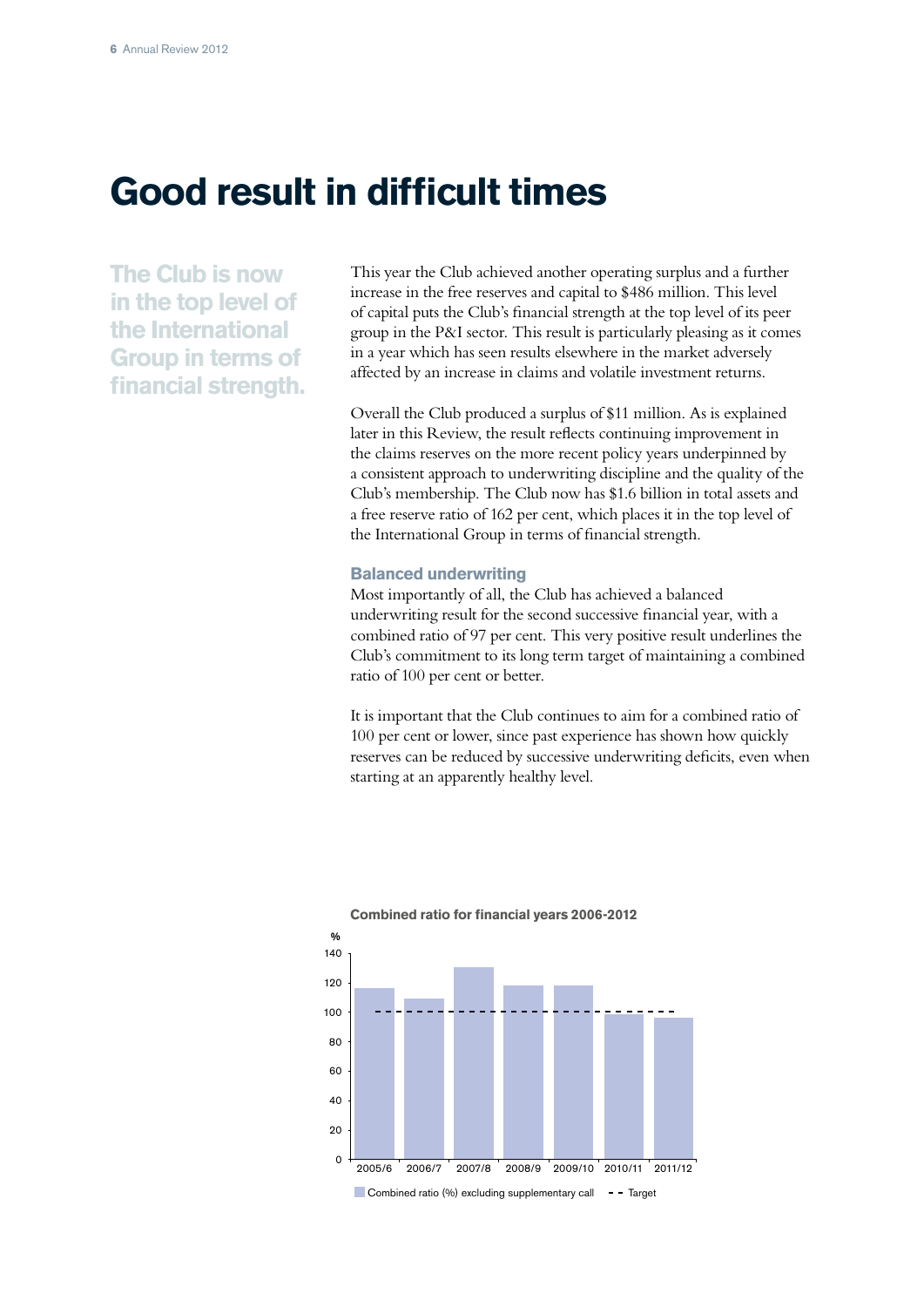# Good result in difficult times

**The Club is now in the top level of the International Group in terms of financial strength.**

This year the Club achieved another operating surplus and a further increase in the free reserves and capital to $486 million. This level of capital puts the Club's financial strength at the top level of its peer group in the P&I sector. This result is particularly pleasing as it comes in a year which has seen results elsewhere in the market adversely affected by an increase in claims and volatile investment returns.

Overall the Club produced a surplus of $11 million. As is explained later in this Review, the result reflects continuing improvement in the claims reserves on the more recent policy years underpinned by a consistent approach to underwriting discipline and the quality of the Club's membership. The Club now has $1.6 billion in total assets and a free reserve ratio of 162 per cent, which places it in the top level of the International Group in terms of financial strength.

### Balanced underwriting

Most importantly of all, the Club has achieved a balanced underwriting result for the second successive financial year, with a combined ratio of 97 per cent. This very positive result underlines the Club's commitment to its long term target of maintaining a combined ratio of 100 per cent or better.

It is important that the Club continues to aim for a combined ratio of 100 per cent or lower, since past experience has shown how quickly reserves can be reduced by successive underwriting deficits, even when starting at an apparently healthy level.

**Combined ratio for financial years 2006-2012**

| Financial year | Combined ratio (%) excluding supplementary call (approx.) | Target (%) |
|---|---|---|
| 2005/6 | 117 | 100 |
| 2006/7 | 110 | 100 |
| 2007/8 | 131 | 100 |
| 2008/9 | 118 | 100 |
| 2009/10 | 118 | 100 |
| 2010/11 | 99 | 100 |
| 2011/12 | 97 | 100 |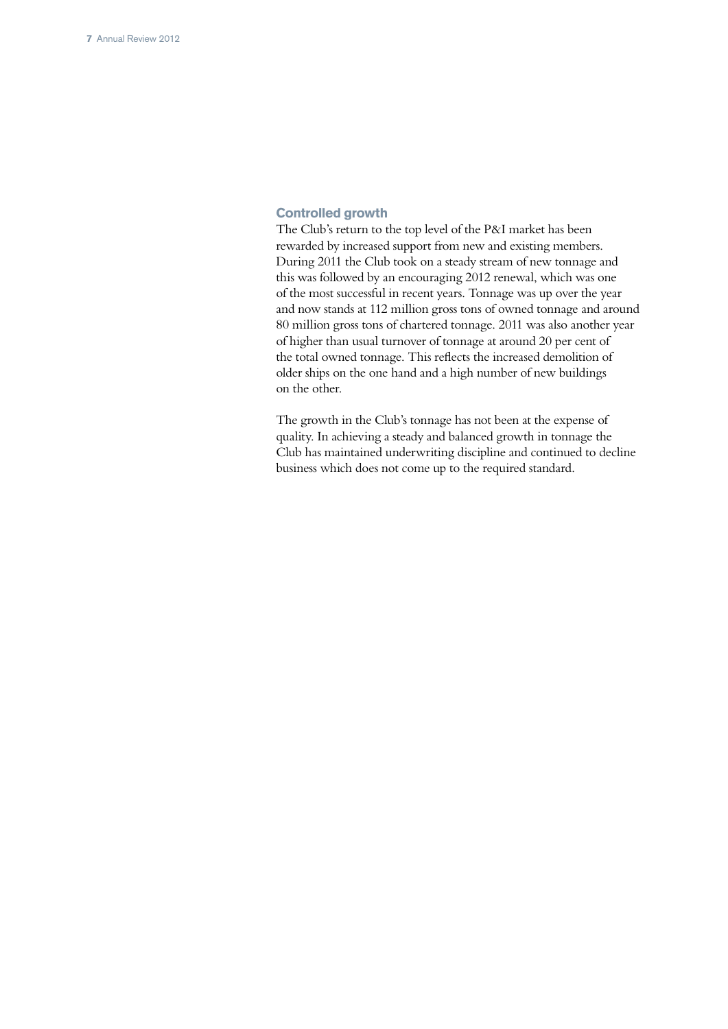## Controlled growth

The Club's return to the top level of the P&I market has been rewarded by increased support from new and existing members. During 2011 the Club took on a steady stream of new tonnage and this was followed by an encouraging 2012 renewal, which was one of the most successful in recent years. Tonnage was up over the year and now stands at 112 million gross tons of owned tonnage and around 80 million gross tons of chartered tonnage. 2011 was also another year of higher than usual turnover of tonnage at around 20 per cent of the total owned tonnage. This reflects the increased demolition of older ships on the one hand and a high number of new buildings on the other.

The growth in the Club's tonnage has not been at the expense of quality. In achieving a steady and balanced growth in tonnage the Club has maintained underwriting discipline and continued to decline business which does not come up to the required standard.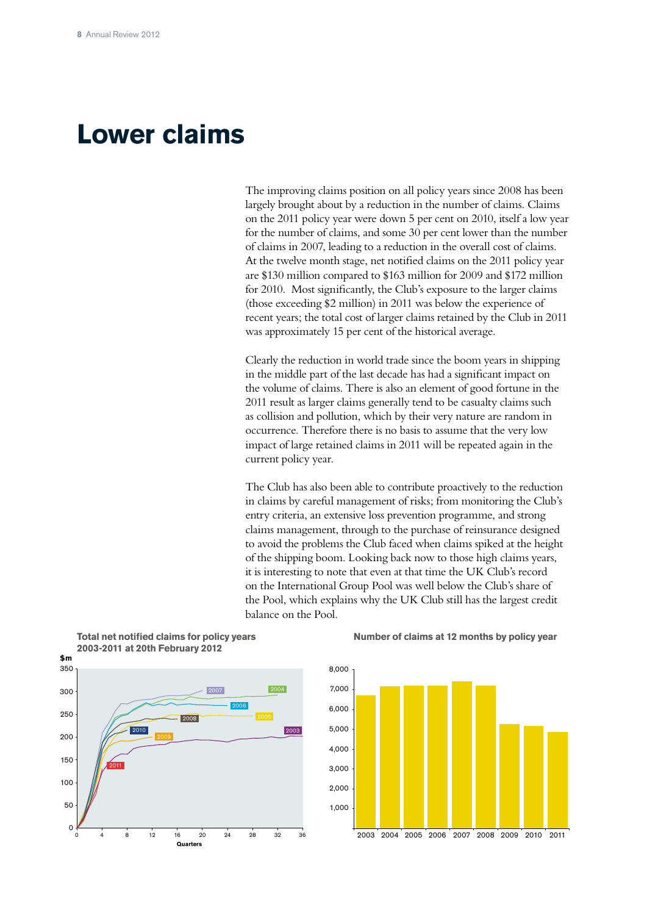# Lower claims

The improving claims position on all policy years since 2008 has been largely brought about by a reduction in the number of claims. Claims on the 2011 policy year were down 5 per cent on 2010, itself a low year for the number of claims, and some 30 per cent lower than the number of claims in 2007, leading to a reduction in the overall cost of claims. At the twelve month stage, net notified claims on the 2011 policy year are \$130 million compared to \$163 million for 2009 and \$172 million for 2010. Most significantly, the Club's exposure to the larger claims (those exceeding \$2 million) in 2011 was below the experience of recent years; the total cost of larger claims retained by the Club in 2011 was approximately 15 per cent of the historical average.

Clearly the reduction in world trade since the boom years in shipping in the middle part of the last decade has had a significant impact on the volume of claims. There is also an element of good fortune in the 2011 result as larger claims generally tend to be casualty claims such as collision and pollution, which by their very nature are random in occurrence. Therefore there is no basis to assume that the very low impact of large retained claims in 2011 will be repeated again in the current policy year.

The Club has also been able to contribute proactively to the reduction in claims by careful management of risks; from monitoring the Club's entry criteria, an extensive loss prevention programme, and strong claims management, through to the purchase of reinsurance designed to avoid the problems the Club faced when claims spiked at the height of the shipping boom. Looking back now to those high claims years, it is interesting to note that even at that time the UK Club's record on the International Group Pool was well below the Club's share of the Pool, which explains why the UK Club still has the largest credit balance on the Pool.

**Total net notified claims for policy years 2003-2011 at 20th February 2012**

**Number of claims at 12 months by policy year**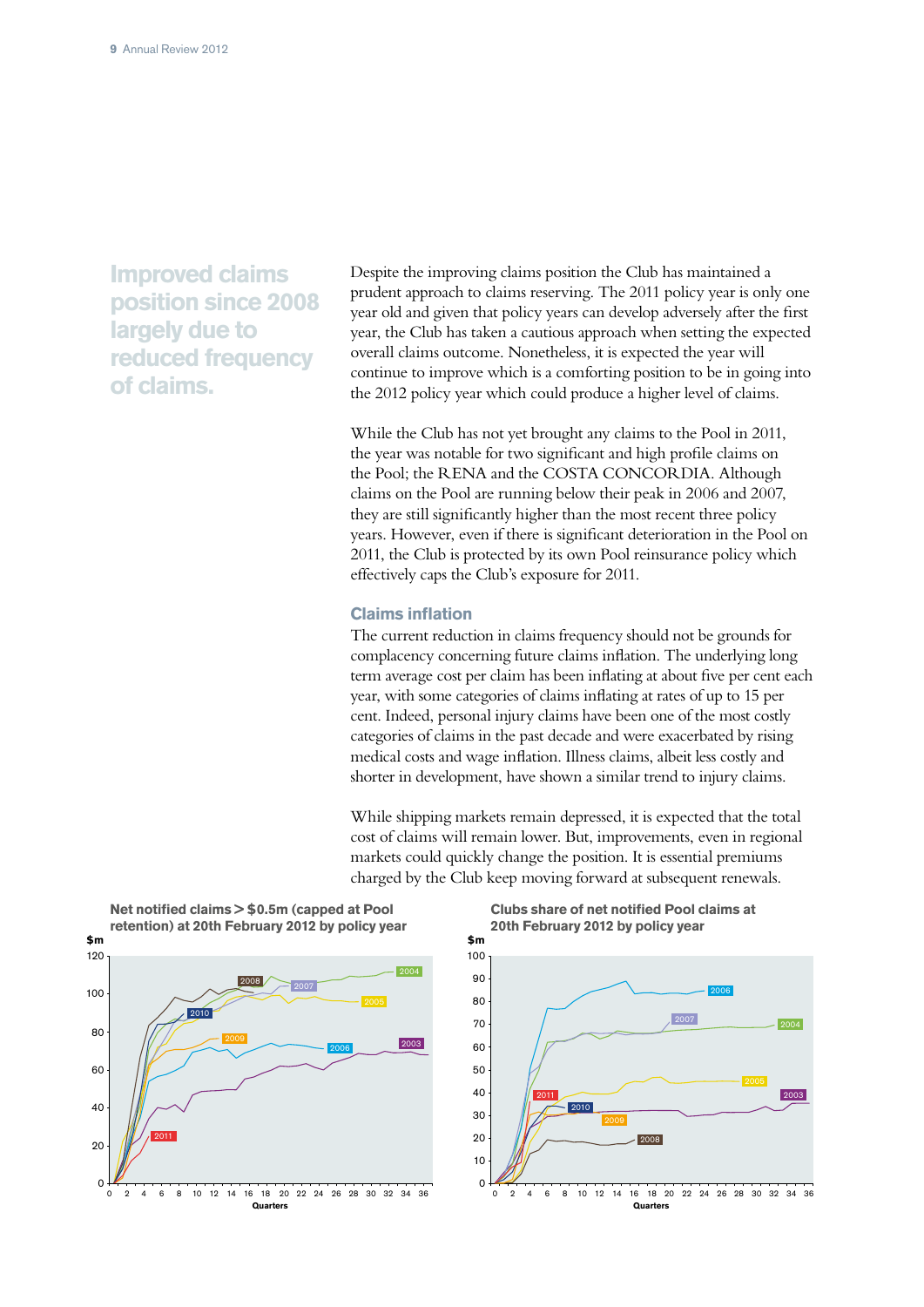## Improved claims position since 2008 largely due to reduced frequency of claims.

Despite the improving claims position the Club has maintained a prudent approach to claims reserving. The 2011 policy year is only one year old and given that policy years can develop adversely after the first year, the Club has taken a cautious approach when setting the expected overall claims outcome. Nonetheless, it is expected the year will continue to improve which is a comforting position to be in going into the 2012 policy year which could produce a higher level of claims.

While the Club has not yet brought any claims to the Pool in 2011, the year was notable for two significant and high profile claims on the Pool; the RENA and the COSTA CONCORDIA. Although claims on the Pool are running below their peak in 2006 and 2007, they are still significantly higher than the most recent three policy years. However, even if there is significant deterioration in the Pool on 2011, the Club is protected by its own Pool reinsurance policy which effectively caps the Club's exposure for 2011.

### Claims inflation

The current reduction in claims frequency should not be grounds for complacency concerning future claims inflation. The underlying long term average cost per claim has been inflating at about five per cent each year, with some categories of claims inflating at rates of up to 15 per cent. Indeed, personal injury claims have been one of the most costly categories of claims in the past decade and were exacerbated by rising medical costs and wage inflation. Illness claims, albeit less costly and shorter in development, have shown a similar trend to injury claims.

While shipping markets remain depressed, it is expected that the total cost of claims will remain lower. But, improvements, even in regional markets could quickly change the position. It is essential premiums charged by the Club keep moving forward at subsequent renewals.

**Net notified claims > $0.5m (capped at Pool retention) at 20th February 2012 by policy year**

**Clubs share of net notified Pool claims at 20th February 2012 by policy year**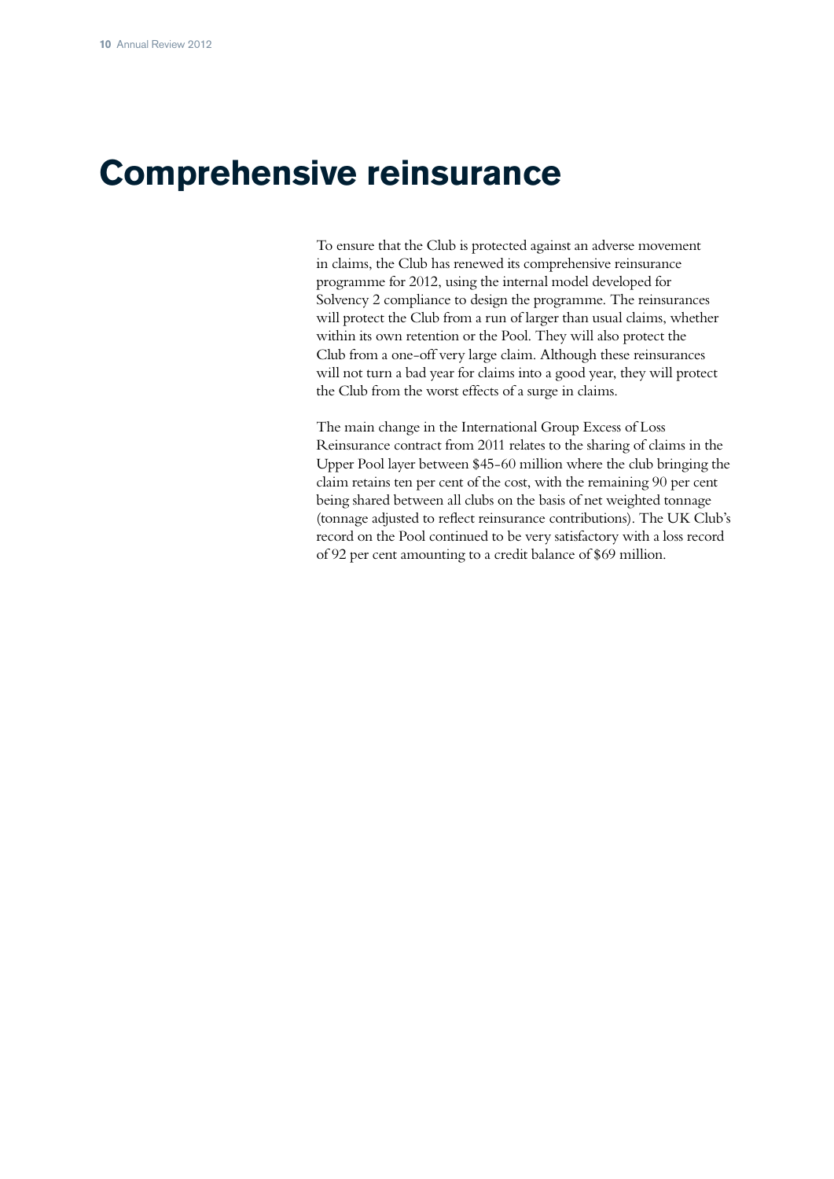# Comprehensive reinsurance

To ensure that the Club is protected against an adverse movement in claims, the Club has renewed its comprehensive reinsurance programme for 2012, using the internal model developed for Solvency 2 compliance to design the programme. The reinsurances will protect the Club from a run of larger than usual claims, whether within its own retention or the Pool. They will also protect the Club from a one-off very large claim. Although these reinsurances will not turn a bad year for claims into a good year, they will protect the Club from the worst effects of a surge in claims.

The main change in the International Group Excess of Loss Reinsurance contract from 2011 relates to the sharing of claims in the Upper Pool layer between $45-60 million where the club bringing the claim retains ten per cent of the cost, with the remaining 90 per cent being shared between all clubs on the basis of net weighted tonnage (tonnage adjusted to reflect reinsurance contributions). The UK Club's record on the Pool continued to be very satisfactory with a loss record of 92 per cent amounting to a credit balance of $69 million.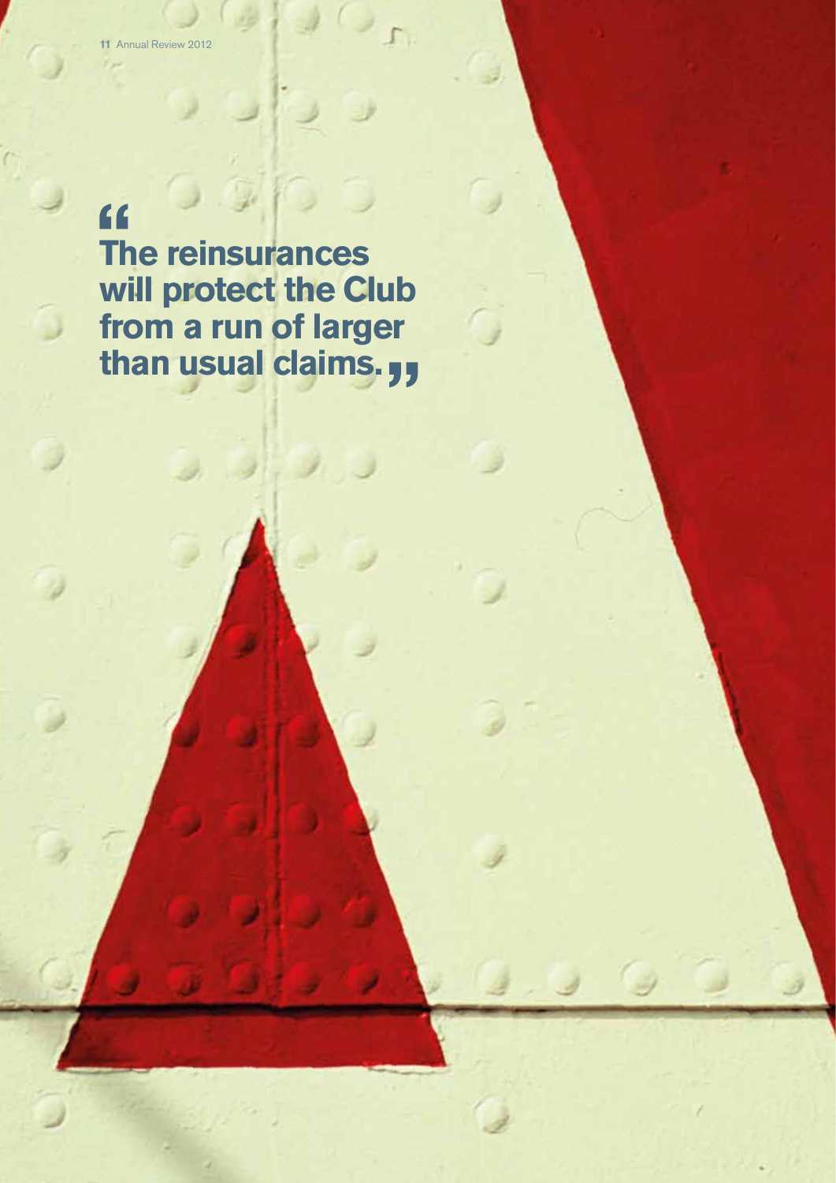"The reinsurances will protect the Club from a run of larger than usual claims."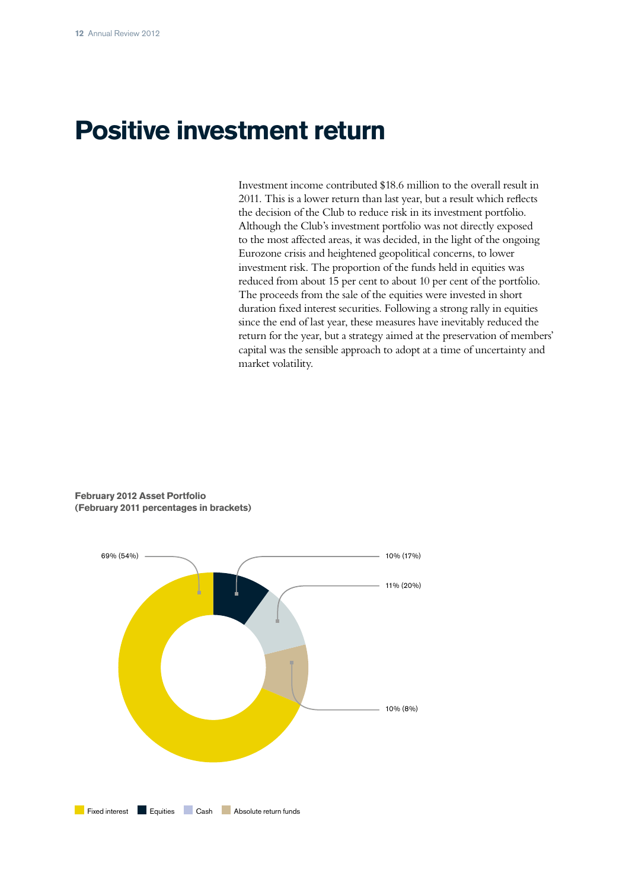# Positive investment return

Investment income contributed $18.6 million to the overall result in 2011. This is a lower return than last year, but a result which reflects the decision of the Club to reduce risk in its investment portfolio. Although the Club's investment portfolio was not directly exposed to the most affected areas, it was decided, in the light of the ongoing Eurozone crisis and heightened geopolitical concerns, to lower investment risk. The proportion of the funds held in equities was reduced from about 15 per cent to about 10 per cent of the portfolio. The proceeds from the sale of the equities were invested in short duration fixed interest securities. Following a strong rally in equities since the end of last year, these measures have inevitably reduced the return for the year, but a strategy aimed at the preservation of members' capital was the sensible approach to adopt at a time of uncertainty and market volatility.

**February 2012 Asset Portfolio**
**(February 2011 percentages in brackets)**

| Asset | February 2012 (February 2011) |
| --- | --- |
| Fixed interest | 69% (54%) |
| Equities | 10% (17%) |
| Cash | 11% (20%) |
| Absolute return funds | 10% (8%) |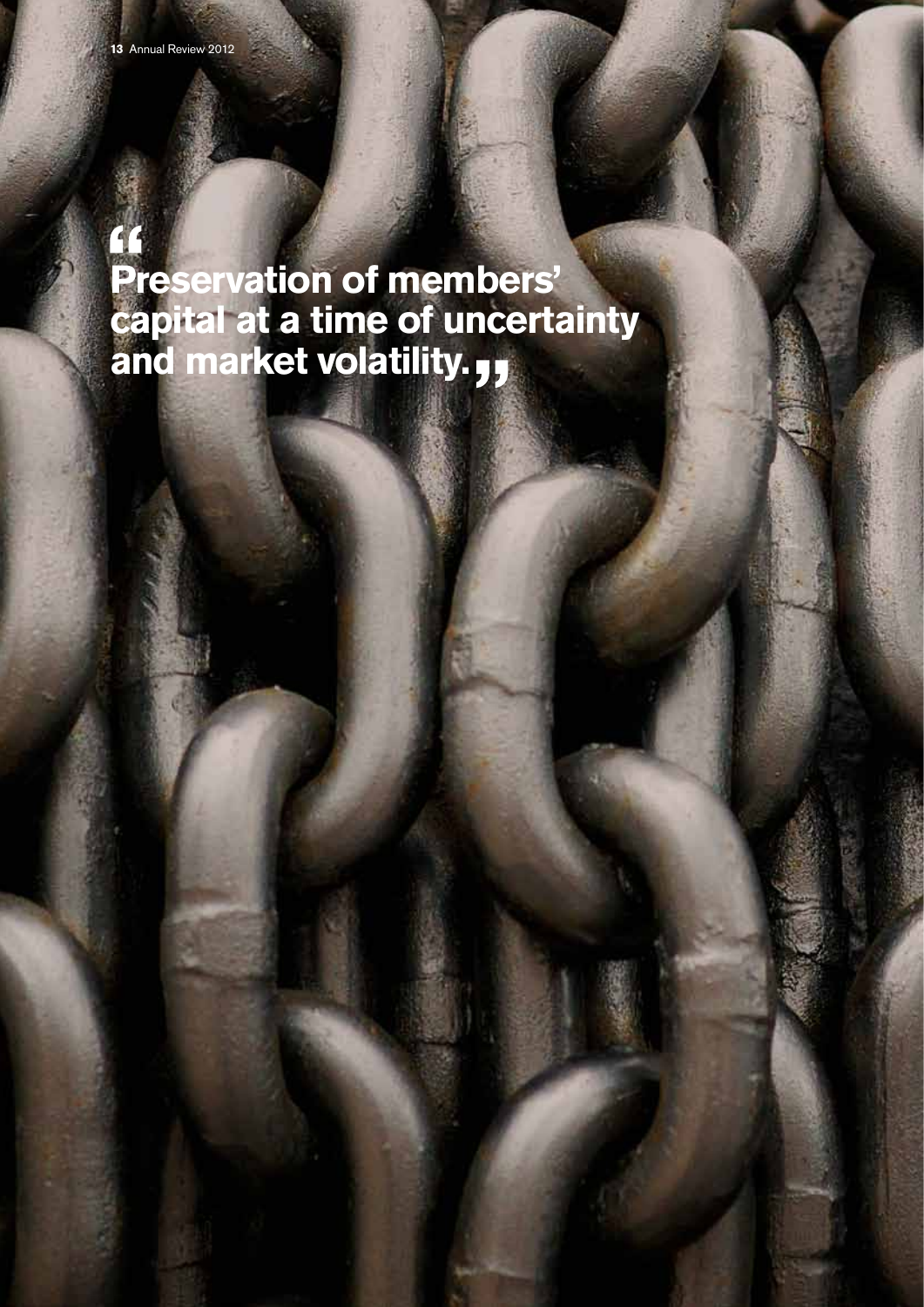> "Preservation of members' capital at a time of uncertainty and market volatility."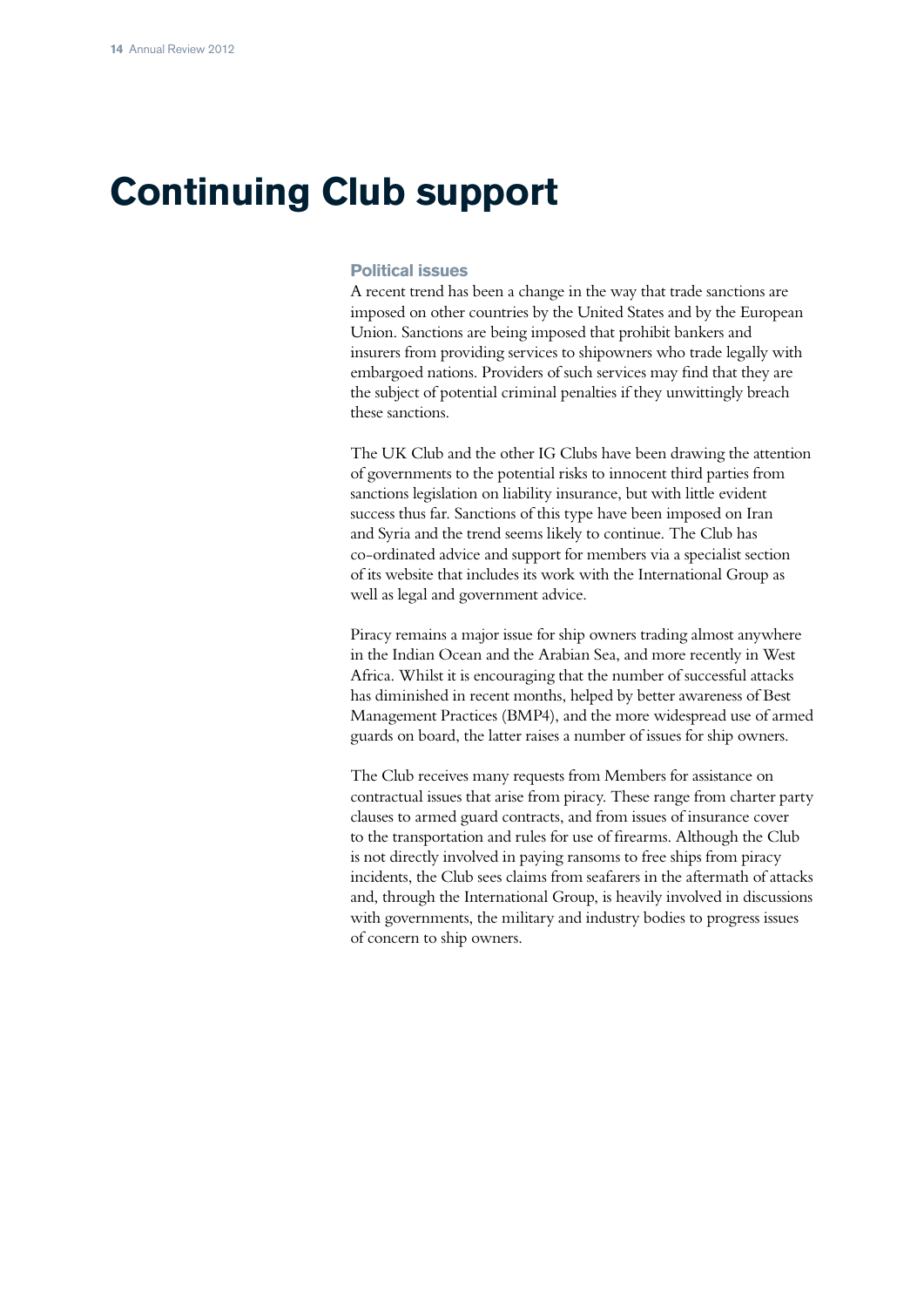# Continuing Club support

### Political issues

A recent trend has been a change in the way that trade sanctions are imposed on other countries by the United States and by the European Union. Sanctions are being imposed that prohibit bankers and insurers from providing services to shipowners who trade legally with embargoed nations. Providers of such services may find that they are the subject of potential criminal penalties if they unwittingly breach these sanctions.

The UK Club and the other IG Clubs have been drawing the attention of governments to the potential risks to innocent third parties from sanctions legislation on liability insurance, but with little evident success thus far. Sanctions of this type have been imposed on Iran and Syria and the trend seems likely to continue. The Club has co-ordinated advice and support for members via a specialist section of its website that includes its work with the International Group as well as legal and government advice.

Piracy remains a major issue for ship owners trading almost anywhere in the Indian Ocean and the Arabian Sea, and more recently in West Africa. Whilst it is encouraging that the number of successful attacks has diminished in recent months, helped by better awareness of Best Management Practices (BMP4), and the more widespread use of armed guards on board, the latter raises a number of issues for ship owners.

The Club receives many requests from Members for assistance on contractual issues that arise from piracy. These range from charter party clauses to armed guard contracts, and from issues of insurance cover to the transportation and rules for use of firearms. Although the Club is not directly involved in paying ransoms to free ships from piracy incidents, the Club sees claims from seafarers in the aftermath of attacks and, through the International Group, is heavily involved in discussions with governments, the military and industry bodies to progress issues of concern to ship owners.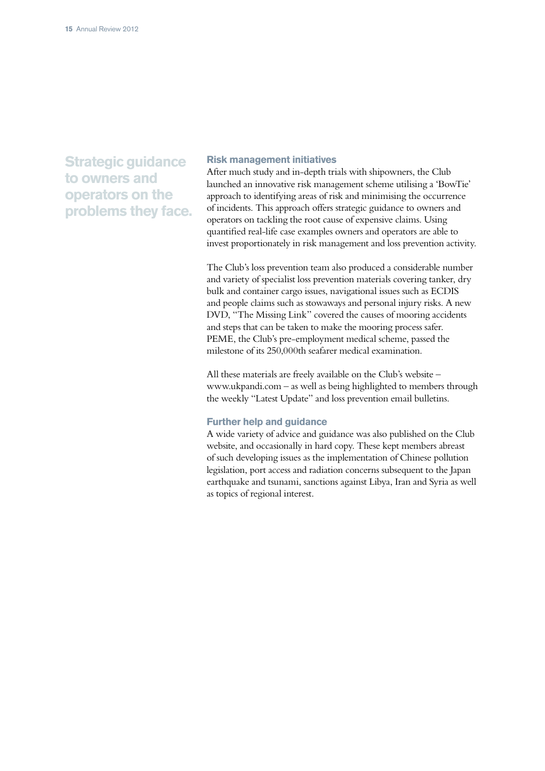## Strategic guidance to owners and operators on the problems they face.

### Risk management initiatives

After much study and in-depth trials with shipowners, the Club launched an innovative risk management scheme utilising a 'BowTie' approach to identifying areas of risk and minimising the occurrence of incidents. This approach offers strategic guidance to owners and operators on tackling the root cause of expensive claims. Using quantified real-life case examples owners and operators are able to invest proportionately in risk management and loss prevention activity.

The Club's loss prevention team also produced a considerable number and variety of specialist loss prevention materials covering tanker, dry bulk and container cargo issues, navigational issues such as ECDIS and people claims such as stowaways and personal injury risks. A new DVD, "The Missing Link" covered the causes of mooring accidents and steps that can be taken to make the mooring process safer. PEME, the Club's pre-employment medical scheme, passed the milestone of its 250,000th seafarer medical examination.

All these materials are freely available on the Club's website – www.ukpandi.com – as well as being highlighted to members through the weekly "Latest Update" and loss prevention email bulletins.

### Further help and guidance

A wide variety of advice and guidance was also published on the Club website, and occasionally in hard copy. These kept members abreast of such developing issues as the implementation of Chinese pollution legislation, port access and radiation concerns subsequent to the Japan earthquake and tsunami, sanctions against Libya, Iran and Syria as well as topics of regional interest.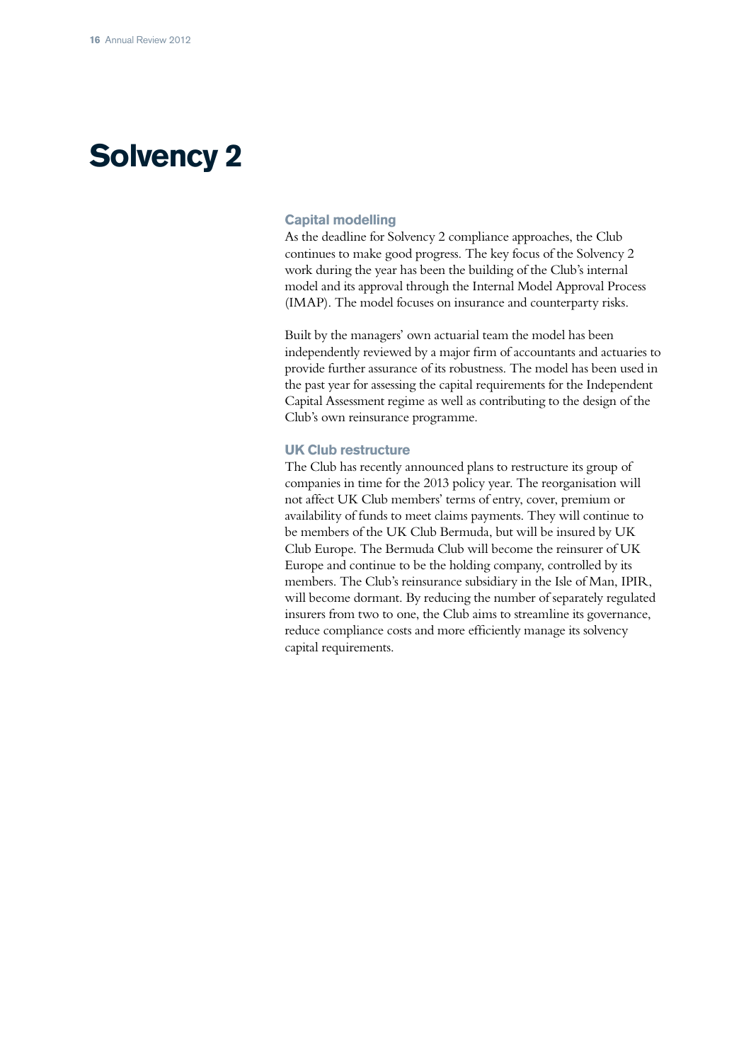# Solvency 2

### Capital modelling

As the deadline for Solvency 2 compliance approaches, the Club continues to make good progress. The key focus of the Solvency 2 work during the year has been the building of the Club's internal model and its approval through the Internal Model Approval Process (IMAP). The model focuses on insurance and counterparty risks.

Built by the managers' own actuarial team the model has been independently reviewed by a major firm of accountants and actuaries to provide further assurance of its robustness. The model has been used in the past year for assessing the capital requirements for the Independent Capital Assessment regime as well as contributing to the design of the Club's own reinsurance programme.

### UK Club restructure

The Club has recently announced plans to restructure its group of companies in time for the 2013 policy year. The reorganisation will not affect UK Club members' terms of entry, cover, premium or availability of funds to meet claims payments. They will continue to be members of the UK Club Bermuda, but will be insured by UK Club Europe. The Bermuda Club will become the reinsurer of UK Europe and continue to be the holding company, controlled by its members. The Club's reinsurance subsidiary in the Isle of Man, IPIR, will become dormant. By reducing the number of separately regulated insurers from two to one, the Club aims to streamline its governance, reduce compliance costs and more efficiently manage its solvency capital requirements.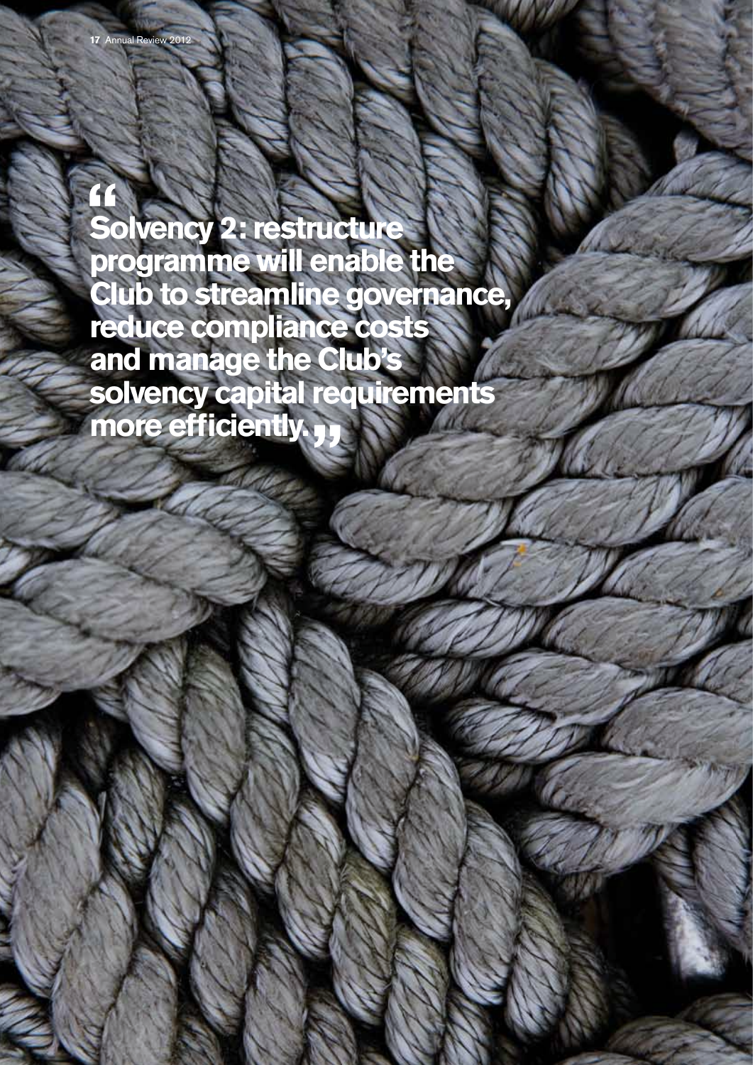"Solvency 2: restructure programme will enable the Club to streamline governance, reduce compliance costs and manage the Club's solvency capital requirements more efficiently."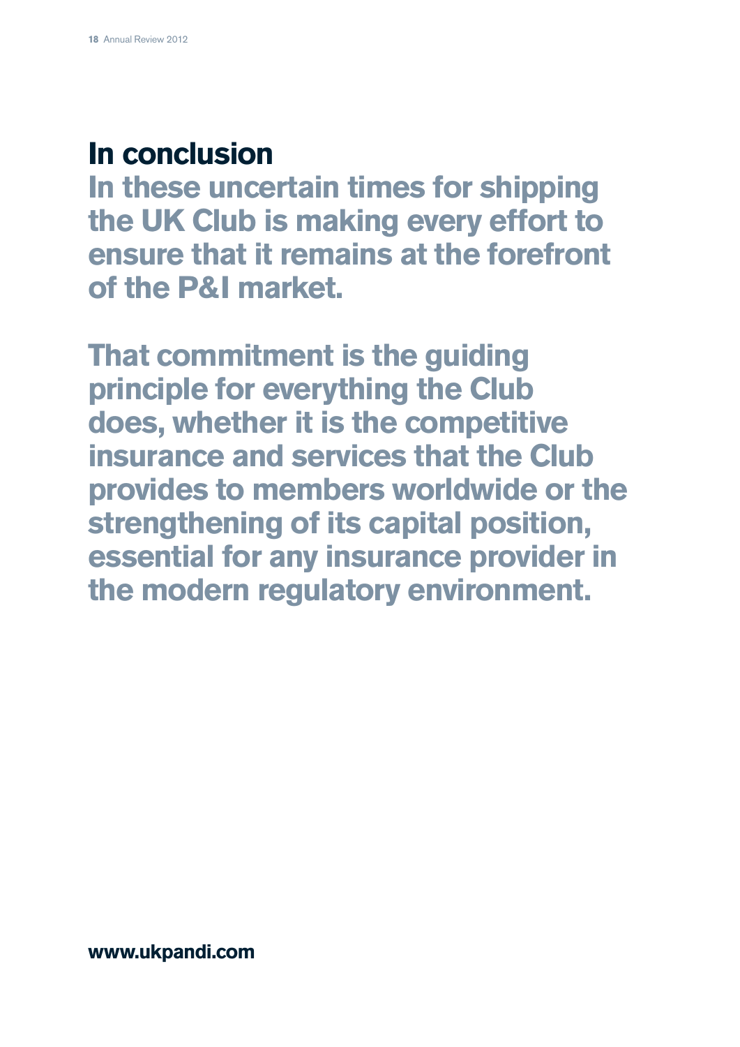## In conclusion

**In these uncertain times for shipping the UK Club is making every effort to ensure that it remains at the forefront of the P&I market.**

**That commitment is the guiding principle for everything the Club does, whether it is the competitive insurance and services that the Club provides to members worldwide or the strengthening of its capital position, essential for any insurance provider in the modern regulatory environment.**

**www.ukpandi.com**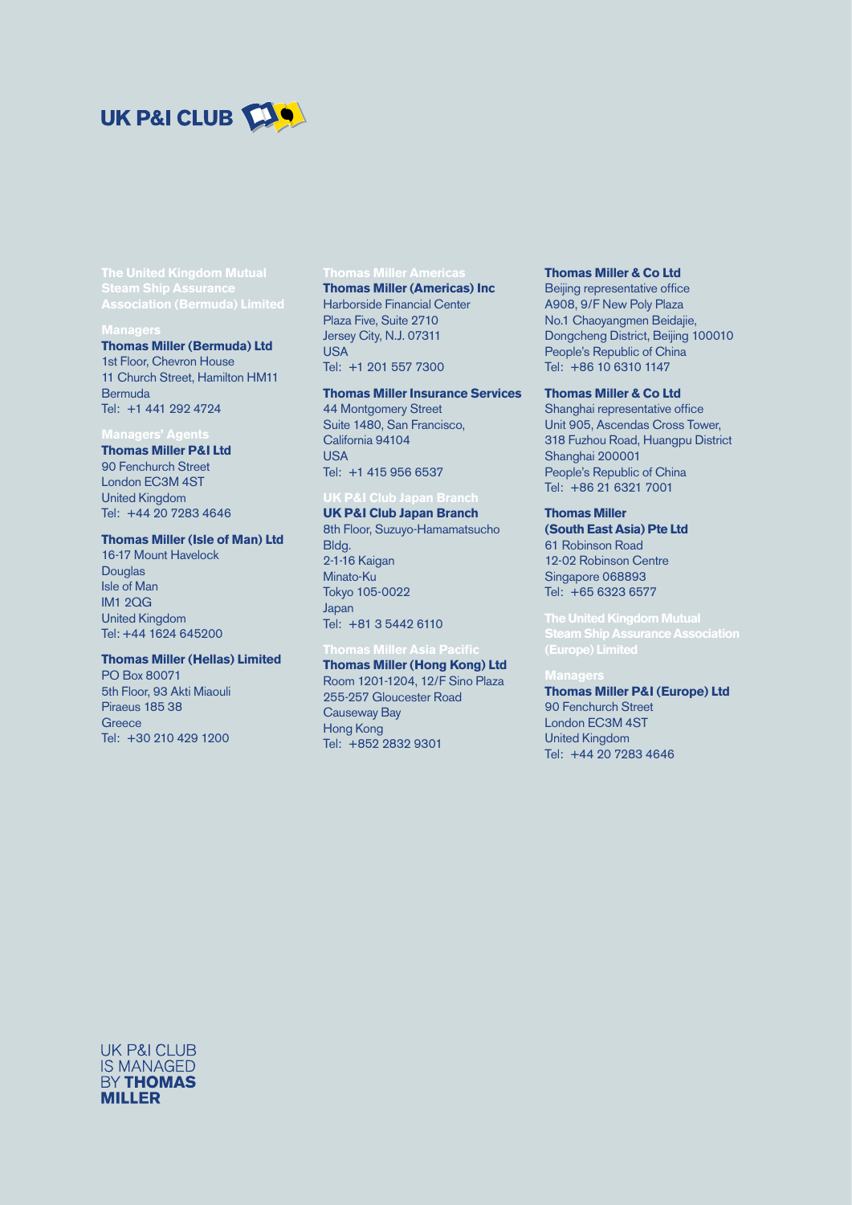**UK P&I CLUB**

**The United Kingdom Mutual Steam Ship Assurance Association (Bermuda) Limited**

**Managers**

**Thomas Miller (Bermuda) Ltd**
1st Floor, Chevron House
11 Church Street, Hamilton HM11
Bermuda
Tel: +1 441 292 4724

**Managers' Agents**

**Thomas Miller P&I Ltd**
90 Fenchurch Street
London EC3M 4ST
United Kingdom
Tel: +44 20 7283 4646

**Thomas Miller (Isle of Man) Ltd**
16-17 Mount Havelock
Douglas
Isle of Man
IM1 2QG
United Kingdom
Tel: +44 1624 645200

**Thomas Miller (Hellas) Limited**
PO Box 80071
5th Floor, 93 Akti Miaouli
Piraeus 185 38
Greece
Tel: +30 210 429 1200

**Thomas Miller Americas**

**Thomas Miller (Americas) Inc**
Harborside Financial Center
Plaza Five, Suite 2710
Jersey City, N.J. 07311
USA
Tel: +1 201 557 7300

**Thomas Miller Insurance Services**
44 Montgomery Street
Suite 1480, San Francisco,
California 94104
USA
Tel: +1 415 956 6537

**UK P&I Club Japan Branch**

**UK P&I Club Japan Branch**
8th Floor, Suzuyo-Hamamatsucho Bldg.
2-1-16 Kaigan
Minato-Ku
Tokyo 105-0022
Japan
Tel: +81 3 5442 6110

**Thomas Miller Asia Pacific**

**Thomas Miller (Hong Kong) Ltd**
Room 1201-1204, 12/F Sino Plaza
255-257 Gloucester Road
Causeway Bay
Hong Kong
Tel: +852 2832 9301

**Thomas Miller & Co Ltd**
Beijing representative office
A908, 9/F New Poly Plaza
No.1 Chaoyangmen Beidajie,
Dongcheng District, Beijing 100010
People's Republic of China
Tel: +86 10 6310 1147

**Thomas Miller & Co Ltd**
Shanghai representative office
Unit 905, Ascendas Cross Tower,
318 Fuzhou Road, Huangpu District
Shanghai 200001
People's Republic of China
Tel: +86 21 6321 7001

**Thomas Miller (South East Asia) Pte Ltd**
61 Robinson Road
12-02 Robinson Centre
Singapore 068893
Tel: +65 6323 6577

**The United Kingdom Mutual Steam Ship Assurance Association (Europe) Limited**

**Managers**

**Thomas Miller P&I (Europe) Ltd**
90 Fenchurch Street
London EC3M 4ST
United Kingdom
Tel: +44 20 7283 4646

UK P&I CLUB IS MANAGED BY **THOMAS MILLER**